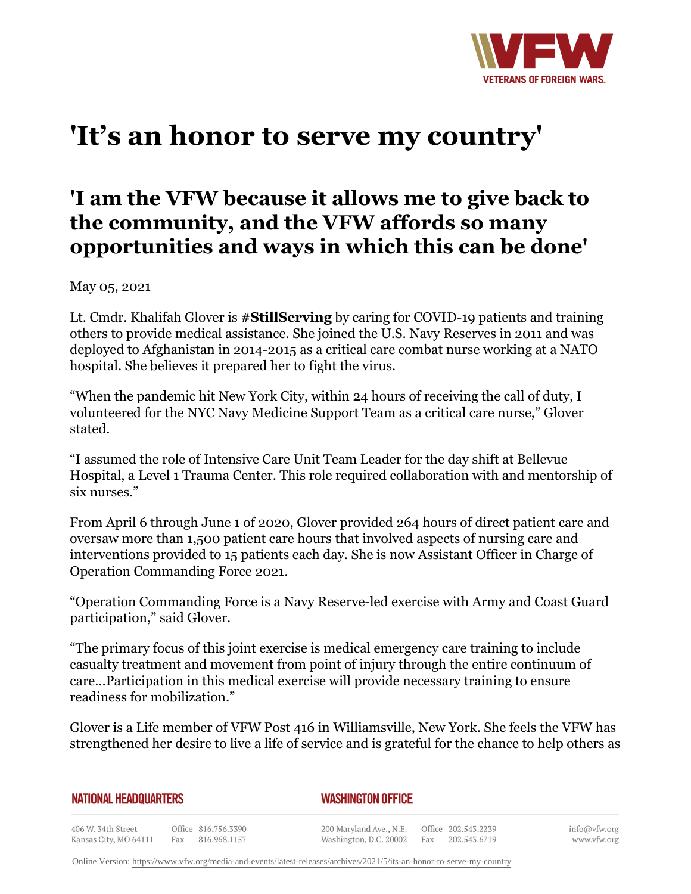# 'It's an honor to serve my country'

## 'I am the VFW because it allows me to give back to the community, and the VFW affords so many opportunities and ways in which this can be done'

May 05, 2021

Lt. Cmdr. Khalifah Glover is **#StillServing** by caring for COVID-19 patients and training others to provide medical assistance. She joined the U.S. Navy Reserves in 2011 and was deployed to Afghanistan in 2014-2015 as a critical care combat nurse working at a NATO hospital. She believes it prepared her to fight the virus.

"When the pandemic hit New York City, within 24 hours of receiving the call of duty, I volunteered for the NYC Navy Medicine Support Team as a critical care nurse," Glover stated.

"I assumed the role of Intensive Care Unit Team Leader for the day shift at Bellevue Hospital, a Level 1 Trauma Center. This role required collaboration with and mentorship of six nurses."

From April 6 through June 1 of 2020, Glover provided 264 hours of direct patient care and oversaw more than 1,500 patient care hours that involved aspects of nursing care and interventions provided to 15 patients each day. She is now Assistant Officer in Charge of Operation Commanding Force 2021.

"Operation Commanding Force is a Navy Reserve-led exercise with Army and Coast Guard participation," said Glover.

"The primary focus of this joint exercise is medical emergency care training to include casualty treatment and movement from point of injury through the entire continuum of care…Participation in this medical exercise will provide necessary training to ensure readiness for mobilization."

Glover is a Life member of VFW Post 416 in Williamsville, New York. She feels the VFW has strengthened her desire to live a life of service and is grateful for the chance to help others as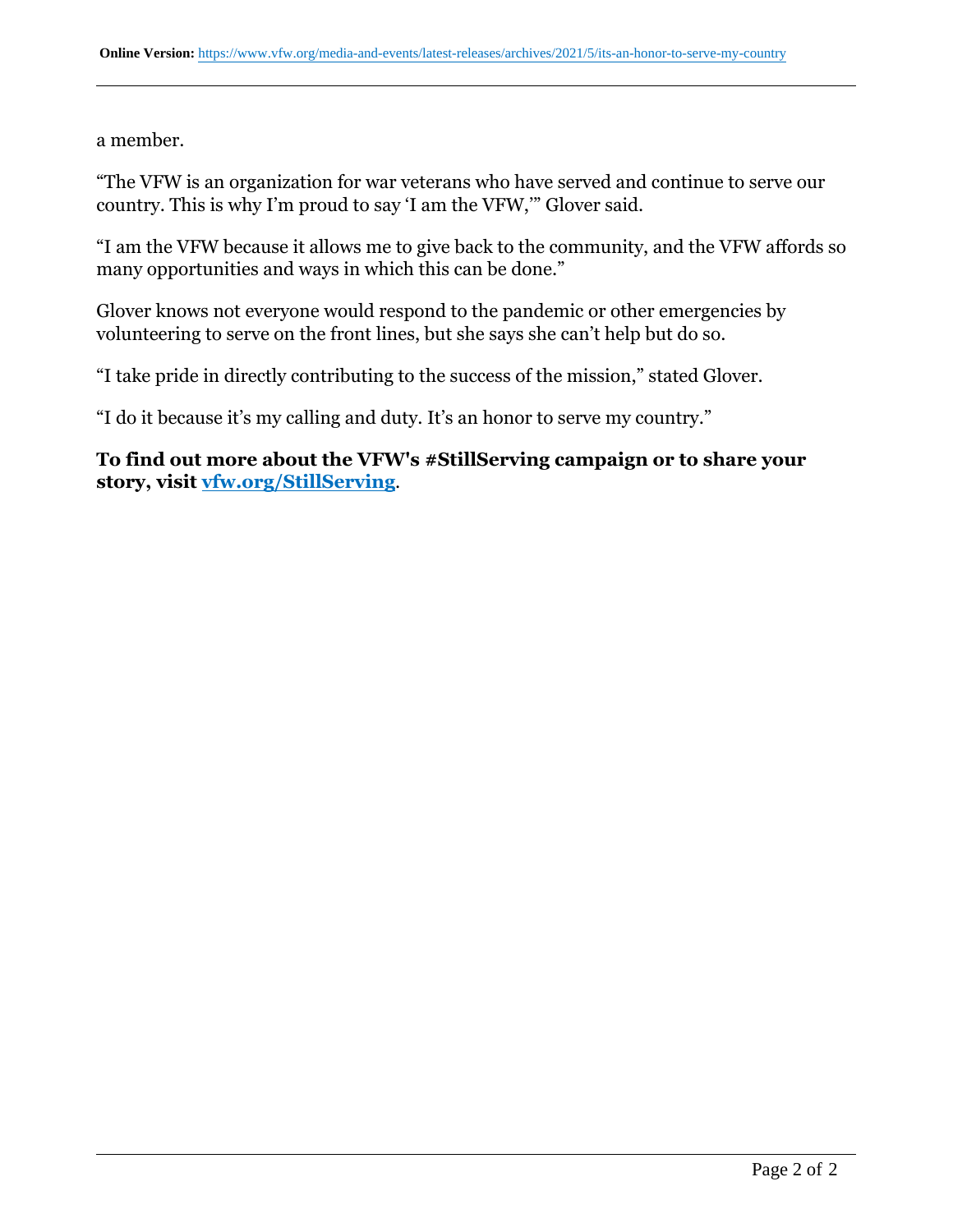a member.

“The VFW is an organization for war veterans who have served and continue to serve our country. This is why I’m proud to say ‘I am the VFW,’” Glover said.

“I am the VFW because it allows me to give back to the community, and the VFW affords so many opportunities and ways in which this can be done.”

Glover knows not everyone would respond to the pandemic or other emergencies by volunteering to serve on the front lines, but she says she can’t help but do so.

“I take pride in directly contributing to the success of the mission,” stated Glover.

“I do it because it’s my calling and duty. It’s an honor to serve my country.”

**To find out more about the VFW's #StillServing campaign or to share your story, visit [vfw.org/StillServing](vfw.org/StillServing).**